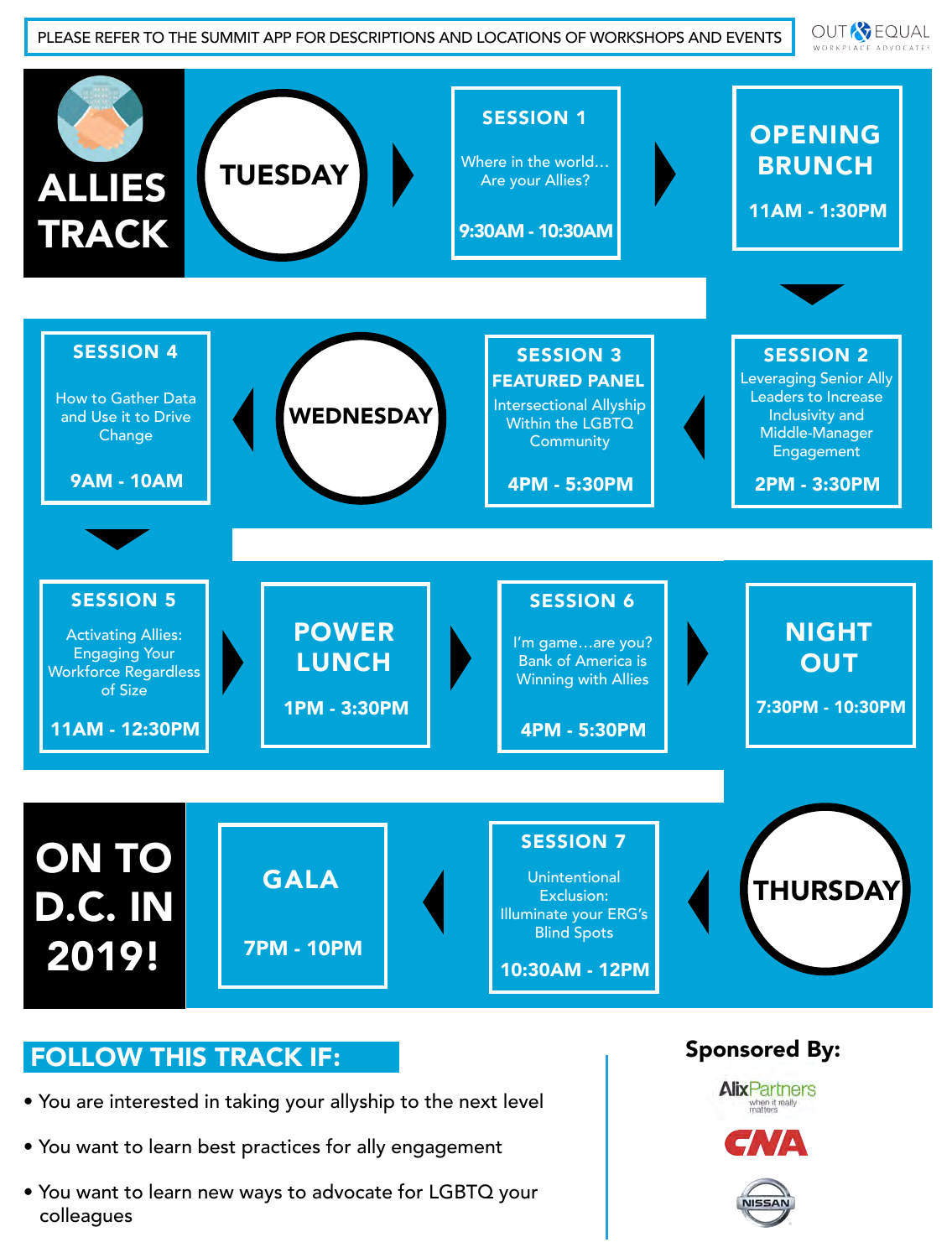PLEASE REFER TO THE SUMMIT APP FOR DESCRIPTIONS AND LOCATIONS OF WORKSHOPS AND EVENTS

OUT & EQUAL WORKPLACE ADVOCATES

# ALLIES TRACK

## TUESDAY

**SESSION 1**
Where in the world… Are your Allies?
**9:30AM - 10:30AM**

**OPENING BRUNCH**
**11AM - 1:30PM**

**SESSION 2**
Leveraging Senior Ally Leaders to Increase Inclusivity and Middle-Manager Engagement
**2PM - 3:30PM**

**SESSION 3**
**FEATURED PANEL**
Intersectional Allyship Within the LGBTQ Community
**4PM - 5:30PM**

## WEDNESDAY

**SESSION 4**
How to Gather Data and Use it to Drive Change
**9AM - 10AM**

**SESSION 5**
Activating Allies: Engaging Your Workforce Regardless of Size
**11AM - 12:30PM**

**POWER LUNCH**
**1PM - 3:30PM**

**SESSION 6**
I'm game…are you? Bank of America is Winning with Allies
**4PM - 5:30PM**

**NIGHT OUT**
**7:30PM - 10:30PM**

## THURSDAY

**SESSION 7**
Unintentional Exclusion: Illuminate your ERG's Blind Spots
**10:30AM - 12PM**

**GALA**
**7PM - 10PM**

**ON TO D.C. IN 2019!**

## FOLLOW THIS TRACK IF:

- You are interested in taking your allyship to the next level
- You want to learn best practices for ally engagement
- You want to learn new ways to advocate for LGBTQ your colleagues

**Sponsored By:**

AlixPartners — when it really matters

CNA

NISSAN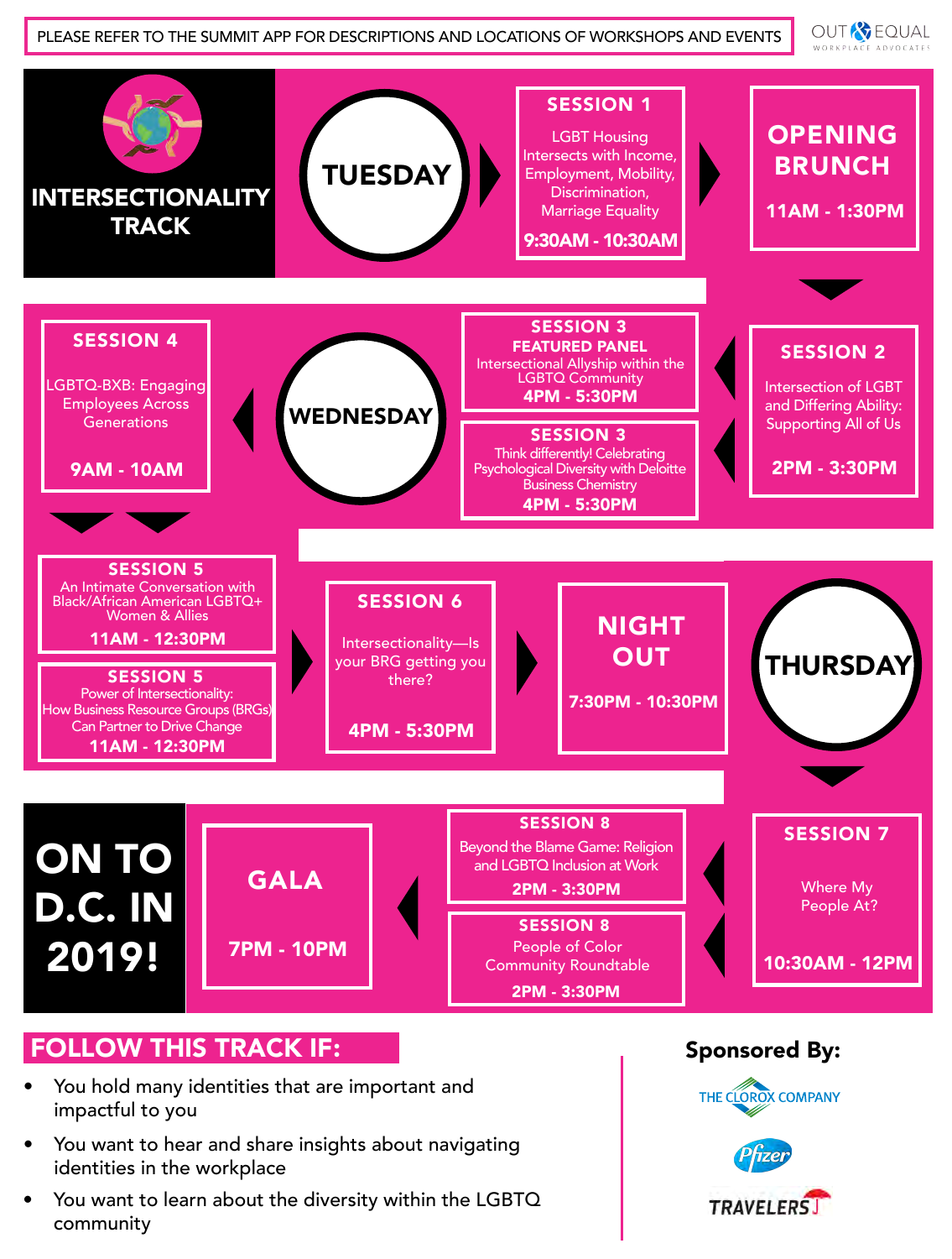PLEASE REFER TO THE SUMMIT APP FOR DESCRIPTIONS AND LOCATIONS OF WORKSHOPS AND EVENTS

OUT & EQUAL WORKPLACE ADVOCATES

# INTERSECTIONALITY TRACK

## TUESDAY

**SESSION 1**
LGBT Housing Intersects with Income, Employment, Mobility, Discrimination, Marriage Equality
**9:30AM - 10:30AM**

**OPENING BRUNCH**
**11AM - 1:30PM**

**SESSION 2**
Intersection of LGBT and Differing Ability: Supporting All of Us
**2PM - 3:30PM**

**SESSION 3**
**FEATURED PANEL**
Intersectional Allyship within the LGBTQ Community
**4PM - 5:30PM**

**SESSION 3**
Think differently! Celebrating Psychological Diversity with Deloitte Business Chemistry
**4PM - 5:30PM**

## WEDNESDAY

**SESSION 4**
LGBTQ-BXB: Engaging Employees Across Generations
**9AM - 10AM**

**SESSION 5**
An Intimate Conversation with Black/African American LGBTQ+ Women & Allies
**11AM - 12:30PM**

**SESSION 5**
Power of Intersectionality: How Business Resource Groups (BRGs) Can Partner to Drive Change
**11AM - 12:30PM**

**SESSION 6**
Intersectionality—Is your BRG getting you there?
**4PM - 5:30PM**

**NIGHT OUT**
**7:30PM - 10:30PM**

## THURSDAY

**SESSION 7**
Where My People At?
**10:30AM - 12PM**

**SESSION 8**
Beyond the Blame Game: Religion and LGBTQ Inclusion at Work
**2PM - 3:30PM**

**SESSION 8**
People of Color Community Roundtable
**2PM - 3:30PM**

**GALA**
**7PM - 10PM**

**ON TO D.C. IN 2019!**

## FOLLOW THIS TRACK IF:

- You hold many identities that are important and impactful to you
- You want to hear and share insights about navigating identities in the workplace
- You want to learn about the diversity within the LGBTQ community

**Sponsored By:**

THE CLOROX COMPANY

Pfizer

TRAVELERS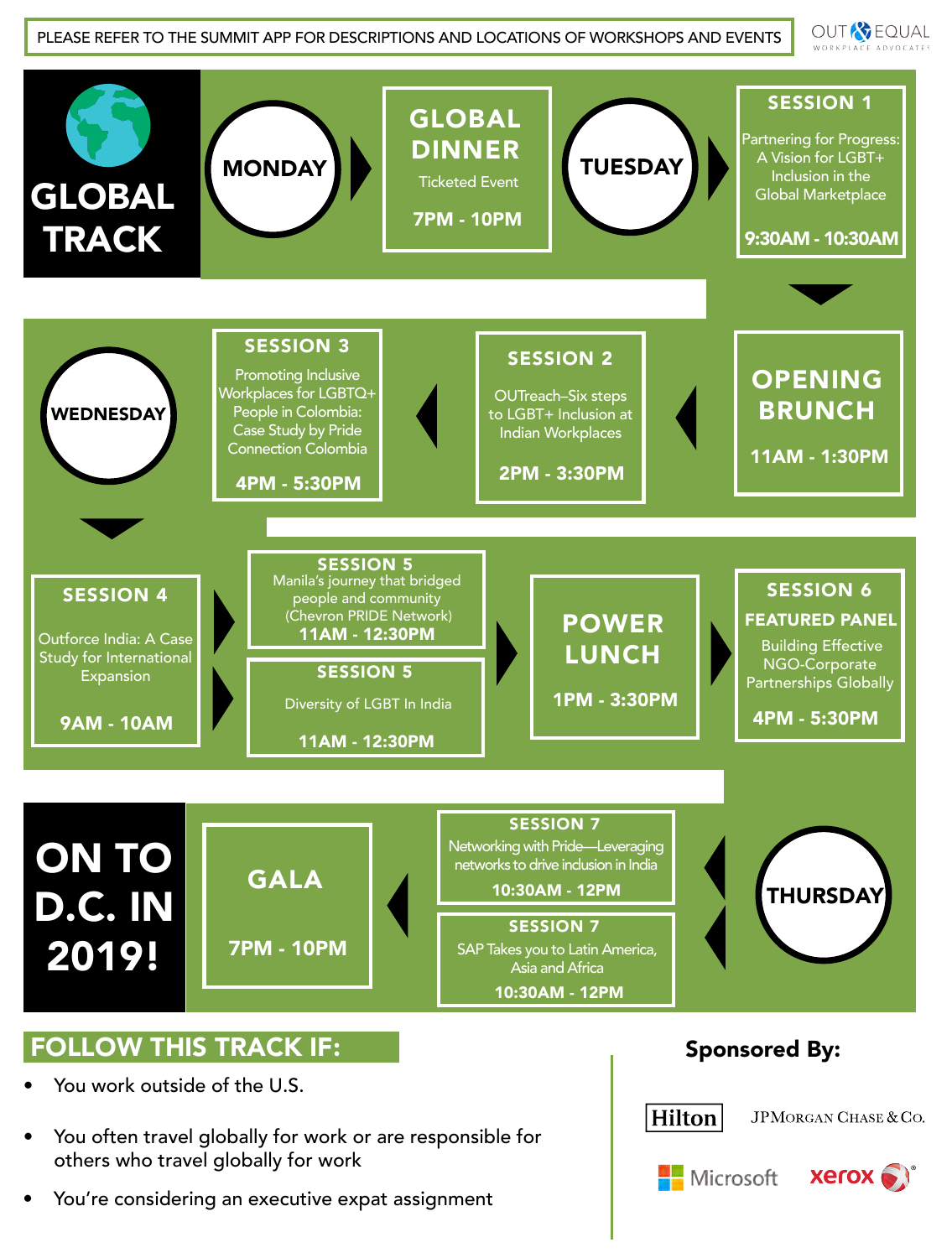PLEASE REFER TO THE SUMMIT APP FOR DESCRIPTIONS AND LOCATIONS OF WORKSHOPS AND EVENTS

OUT & EQUAL WORKPLACE ADVOCATES

# GLOBAL TRACK

## MONDAY

**GLOBAL DINNER**
Ticketed Event
**7PM - 10PM**

## TUESDAY

**SESSION 1**
Partnering for Progress: A Vision for LGBT+ Inclusion in the Global Marketplace
**9:30AM - 10:30AM**

**OPENING BRUNCH**
**11AM - 1:30PM**

**SESSION 2**
OUTreach–Six steps to LGBT+ Inclusion at Indian Workplaces
**2PM - 3:30PM**

**SESSION 3**
Promoting Inclusive Workplaces for LGBTQ+ People in Colombia: Case Study by Pride Connection Colombia
**4PM - 5:30PM**

## WEDNESDAY

**SESSION 4**
Outforce India: A Case Study for International Expansion
**9AM - 10AM**

**SESSION 5**
Manila's journey that bridged people and community (Chevron PRIDE Network)
**11AM - 12:30PM**

**SESSION 5**
Diversity of LGBT In India
**11AM - 12:30PM**

**POWER LUNCH**
**1PM - 3:30PM**

**SESSION 6**
**FEATURED PANEL**
Building Effective NGO-Corporate Partnerships Globally
**4PM - 5:30PM**

## THURSDAY

**SESSION 7**
Networking with Pride—Leveraging networks to drive inclusion in India
**10:30AM - 12PM**

**SESSION 7**
SAP Takes you to Latin America, Asia and Africa
**10:30AM - 12PM**

**GALA**
**7PM - 10PM**

**ON TO D.C. IN 2019!**

## FOLLOW THIS TRACK IF:

- You work outside of the U.S.
- You often travel globally for work or are responsible for others who travel globally for work
- You're considering an executive expat assignment

**Sponsored By:**

Hilton, JPMorgan Chase & Co., Microsoft, xerox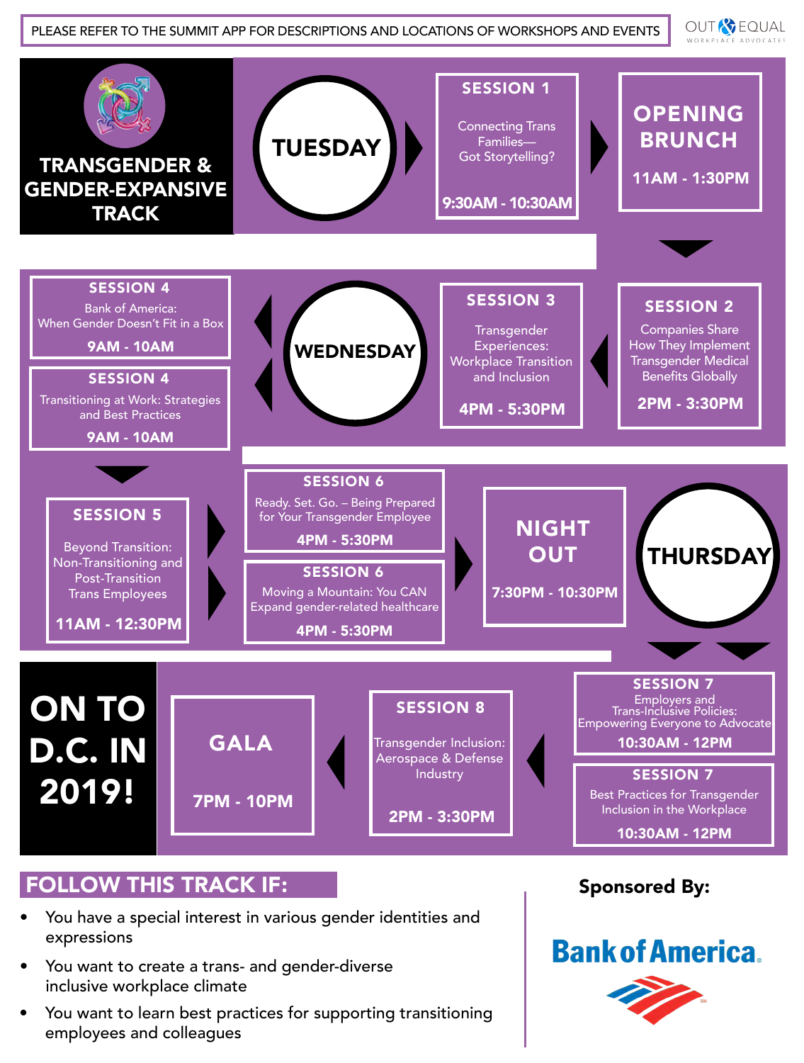PLEASE REFER TO THE SUMMIT APP FOR DESCRIPTIONS AND LOCATIONS OF WORKSHOPS AND EVENTS

OUT & EQUAL WORKPLACE ADVOCATES

# TRANSGENDER & GENDER-EXPANSIVE TRACK

## TUESDAY

**SESSION 1**
Connecting Trans Families—Got Storytelling?
**9:30AM - 10:30AM**

**OPENING BRUNCH**
**11AM - 1:30PM**

## WEDNESDAY

**SESSION 2**
Companies Share How They Implement Transgender Medical Benefits Globally
**2PM - 3:30PM**

**SESSION 3**
Transgender Experiences: Workplace Transition and Inclusion
**4PM - 5:30PM**

**SESSION 4**
Bank of America: When Gender Doesn't Fit in a Box
**9AM - 10AM**

**SESSION 4**
Transitioning at Work: Strategies and Best Practices
**9AM - 10AM**

**SESSION 5**
Beyond Transition: Non-Transitioning and Post-Transition Trans Employees
**11AM - 12:30PM**

**SESSION 6**
Ready. Set. Go. – Being Prepared for Your Transgender Employee
**4PM - 5:30PM**

**SESSION 6**
Moving a Mountain: You CAN Expand gender-related healthcare
**4PM - 5:30PM**

**NIGHT OUT**
**7:30PM - 10:30PM**

## THURSDAY

**SESSION 7**
Employers and Trans-Inclusive Policies: Empowering Everyone to Advocate
**10:30AM - 12PM**

**SESSION 7**
Best Practices for Transgender Inclusion in the Workplace
**10:30AM - 12PM**

**SESSION 8**
Transgender Inclusion: Aerospace & Defense Industry
**2PM - 3:30PM**

**GALA**
**7PM - 10PM**

## ON TO D.C. IN 2019!

## FOLLOW THIS TRACK IF:

- You have a special interest in various gender identities and expressions
- You want to create a trans- and gender-diverse inclusive workplace climate
- You want to learn best practices for supporting transitioning employees and colleagues

**Sponsored By:**

Bank of America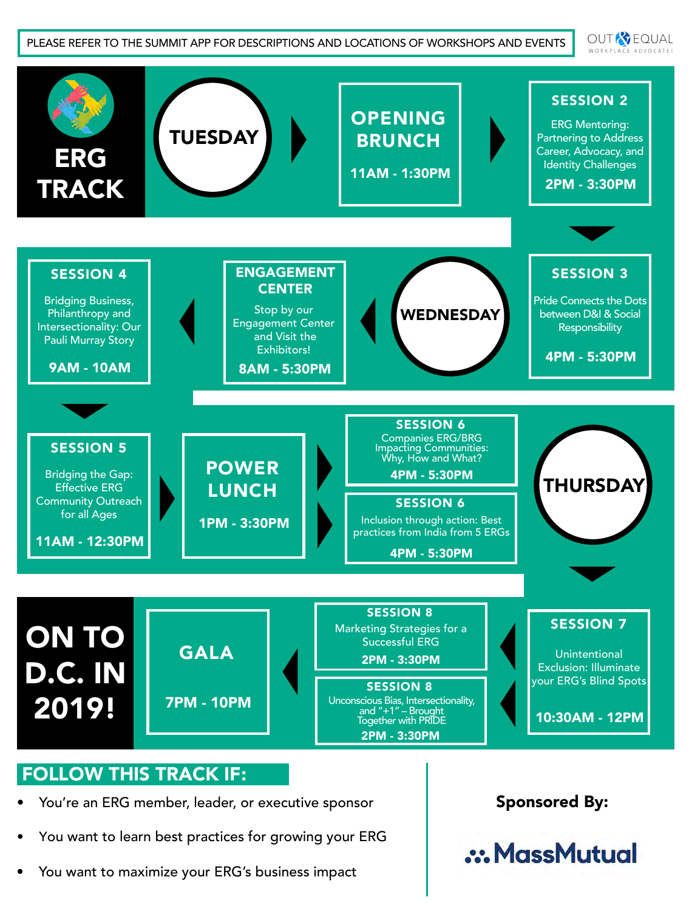PLEASE REFER TO THE SUMMIT APP FOR DESCRIPTIONS AND LOCATIONS OF WORKSHOPS AND EVENTS

OUT & EQUAL WORKPLACE ADVOCATES

# ERG TRACK

## TUESDAY

**OPENING BRUNCH**
11AM - 1:30PM

**SESSION 2**
ERG Mentoring: Partnering to Address Career, Advocacy, and Identity Challenges
2PM - 3:30PM

**SESSION 3**
Pride Connects the Dots between D&I & Social Responsibility
4PM - 5:30PM

## WEDNESDAY

**ENGAGEMENT CENTER**
Stop by our Engagement Center and Visit the Exhibitors!
8AM - 5:30PM

**SESSION 4**
Bridging Business, Philanthropy and Intersectionality: Our Pauli Murray Story
9AM - 10AM

**SESSION 5**
Bridging the Gap: Effective ERG Community Outreach for all Ages
11AM - 12:30PM

**POWER LUNCH**
1PM - 3:30PM

**SESSION 6**
Companies ERG/BRG Impacting Communities: Why, How and What?
4PM - 5:30PM

**SESSION 6**
Inclusion through action: Best practices from India from 5 ERGs
4PM - 5:30PM

## THURSDAY

**SESSION 7**
Unintentional Exclusion: Illuminate your ERG's Blind Spots
10:30AM - 12PM

**SESSION 8**
Marketing Strategies for a Successful ERG
2PM - 3:30PM

**SESSION 8**
Unconscious Bias, Intersectionality, and "+1" – Brought Together with PRIDE
2PM - 3:30PM

**GALA**
7PM - 10PM

# ON TO D.C. IN 2019!

## FOLLOW THIS TRACK IF:

- You're an ERG member, leader, or executive sponsor
- You want to learn best practices for growing your ERG
- You want to maximize your ERG's business impact

**Sponsored By:**

MassMutual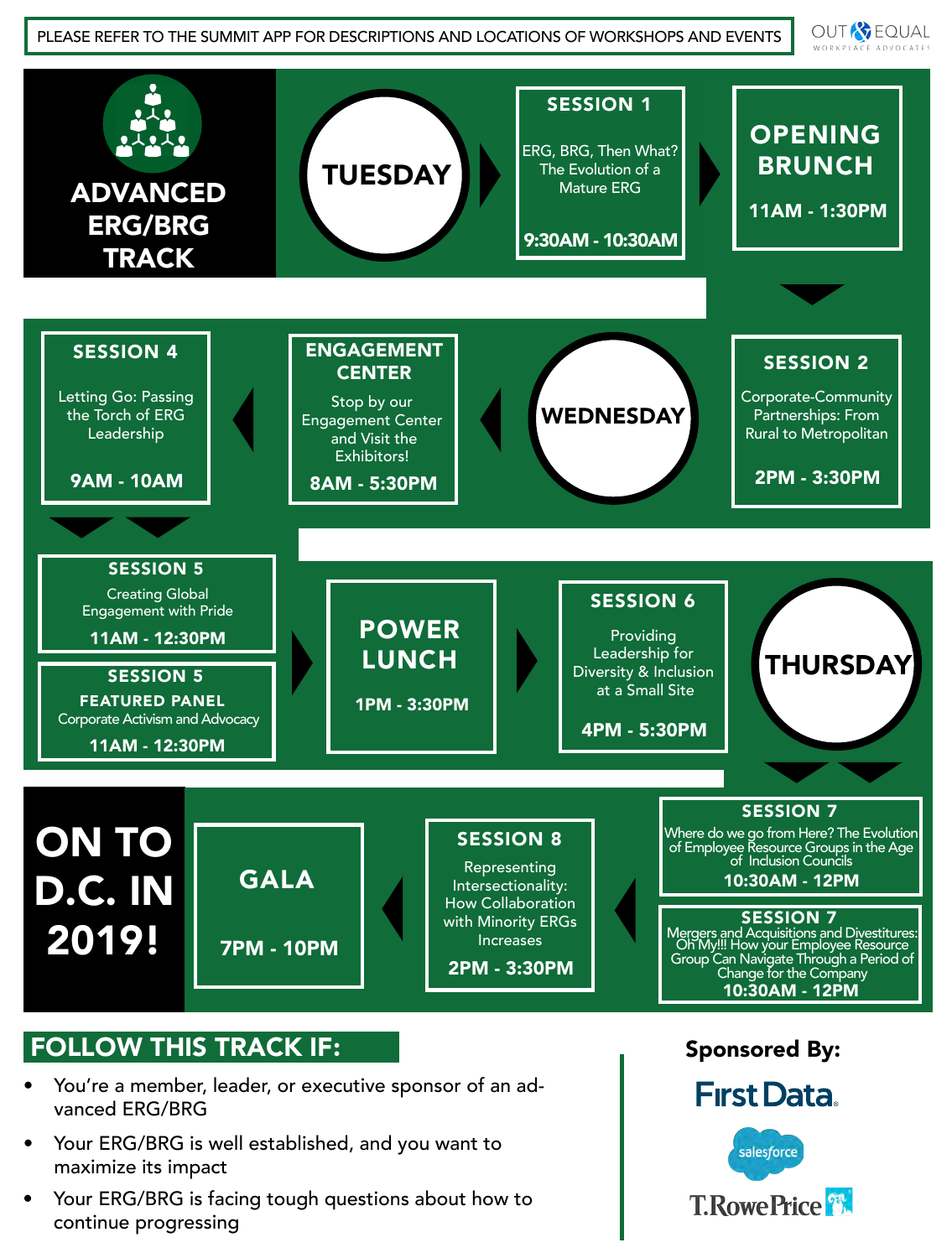PLEASE REFER TO THE SUMMIT APP FOR DESCRIPTIONS AND LOCATIONS OF WORKSHOPS AND EVENTS

OUT & EQUAL WORKPLACE ADVOCATES

# ADVANCED ERG/BRG TRACK

## TUESDAY

**SESSION 1**
ERG, BRG, Then What? The Evolution of a Mature ERG
**9:30AM - 10:30AM**

**OPENING BRUNCH**
**11AM - 1:30PM**

## WEDNESDAY

**SESSION 2**
Corporate-Community Partnerships: From Rural to Metropolitan
**2PM - 3:30PM**

**ENGAGEMENT CENTER**
Stop by our Engagement Center and Visit the Exhibitors!
**8AM - 5:30PM**

**SESSION 4**
Letting Go: Passing the Torch of ERG Leadership
**9AM - 10AM**

**SESSION 5**
Creating Global Engagement with Pride
**11AM - 12:30PM**

**SESSION 5**
**FEATURED PANEL**
Corporate Activism and Advocacy
**11AM - 12:30PM**

**POWER LUNCH**
**1PM - 3:30PM**

**SESSION 6**
Providing Leadership for Diversity & Inclusion at a Small Site
**4PM - 5:30PM**

## THURSDAY

**SESSION 7**
Where do we go from Here? The Evolution of Employee Resource Groups in the Age of Inclusion Councils
**10:30AM - 12PM**

**SESSION 7**
Mergers and Acquisitions and Divestitures: Oh My!!! How your Employee Resource Group Can Navigate Through a Period of Change for the Company
**10:30AM - 12PM**

**SESSION 8**
Representing Intersectionality: How Collaboration with Minority ERGs Increases
**2PM - 3:30PM**

**GALA**
**7PM - 10PM**

**ON TO D.C. IN 2019!**

## FOLLOW THIS TRACK IF:

- You're a member, leader, or executive sponsor of an advanced ERG/BRG
- Your ERG/BRG is well established, and you want to maximize its impact
- Your ERG/BRG is facing tough questions about how to continue progressing

**Sponsored By:**

First Data

salesforce

T.RowePrice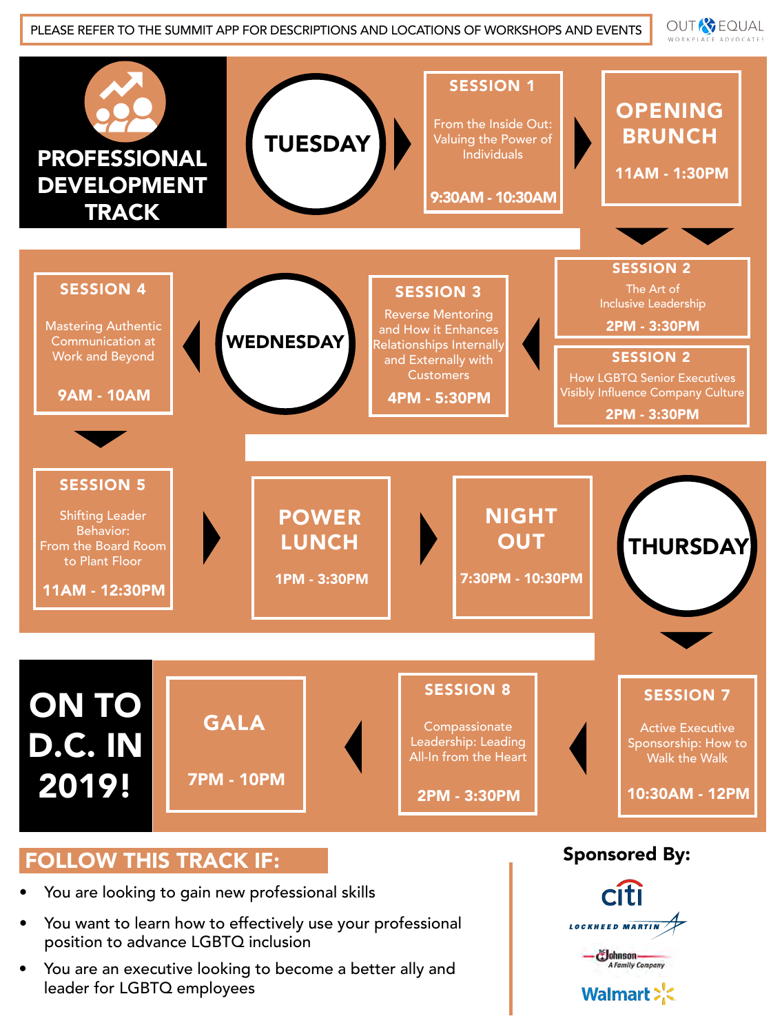PLEASE REFER TO THE SUMMIT APP FOR DESCRIPTIONS AND LOCATIONS OF WORKSHOPS AND EVENTS

OUT & EQUAL WORKPLACE ADVOCATES

# PROFESSIONAL DEVELOPMENT TRACK

## TUESDAY

**SESSION 1**
From the Inside Out: Valuing the Power of Individuals
**9:30AM - 10:30AM**

**OPENING BRUNCH**
**11AM - 1:30PM**

**SESSION 2**
The Art of Inclusive Leadership
**2PM - 3:30PM**

**SESSION 2**
How LGBTQ Senior Executives Visibly Influence Company Culture
**2PM - 3:30PM**

**SESSION 3**
Reverse Mentoring and How it Enhances Relationships Internally and Externally with Customers
**4PM - 5:30PM**

## WEDNESDAY

**SESSION 4**
Mastering Authentic Communication at Work and Beyond
**9AM - 10AM**

**SESSION 5**
Shifting Leader Behavior: From the Board Room to Plant Floor
**11AM - 12:30PM**

**POWER LUNCH**
**1PM - 3:30PM**

**NIGHT OUT**
**7:30PM - 10:30PM**

## THURSDAY

**SESSION 7**
Active Executive Sponsorship: How to Walk the Walk
**10:30AM - 12PM**

**SESSION 8**
Compassionate Leadership: Leading All-In from the Heart
**2PM - 3:30PM**

**GALA**
**7PM - 10PM**

**ON TO D.C. IN 2019!**

## FOLLOW THIS TRACK IF:

- You are looking to gain new professional skills
- You want to learn how to effectively use your professional position to advance LGBTQ inclusion
- You are an executive looking to become a better ally and leader for LGBTQ employees

**Sponsored By:**

citi
LOCKHEED MARTIN
SC Johnson A Family Company
Walmart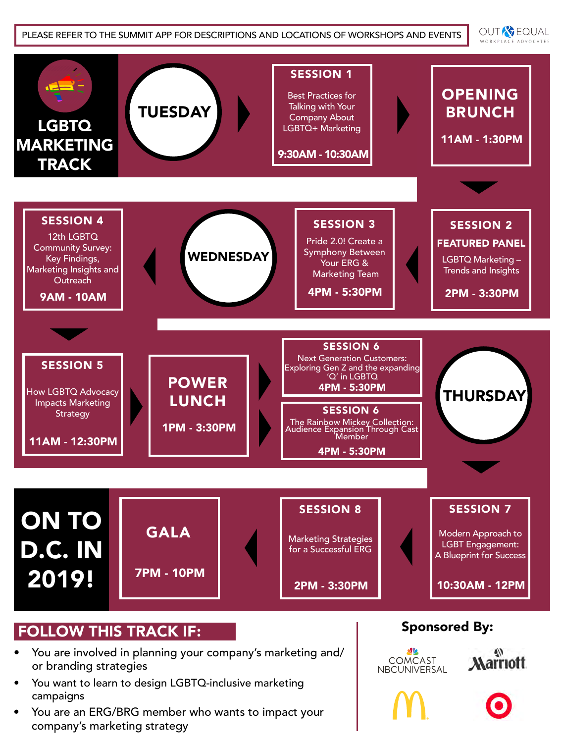PLEASE REFER TO THE SUMMIT APP FOR DESCRIPTIONS AND LOCATIONS OF WORKSHOPS AND EVENTS

OUT & EQUAL WORKPLACE ADVOCATES

# LGBTQ MARKETING TRACK

## TUESDAY

**SESSION 1**
Best Practices for Talking with Your Company About LGBTQ+ Marketing
**9:30AM - 10:30AM**

**OPENING BRUNCH**
**11AM - 1:30PM**

**SESSION 2**
**FEATURED PANEL**
LGBTQ Marketing – Trends and Insights
**2PM - 3:30PM**

**SESSION 3**
Pride 2.0! Create a Symphony Between Your ERG & Marketing Team
**4PM - 5:30PM**

## WEDNESDAY

**SESSION 4**
12th LGBTQ Community Survey: Key Findings, Marketing Insights and Outreach
**9AM - 10AM**

**SESSION 5**
How LGBTQ Advocacy Impacts Marketing Strategy
**11AM - 12:30PM**

**POWER LUNCH**
**1PM - 3:30PM**

**SESSION 6**
Next Generation Customers: Exploring Gen Z and the expanding 'Q' in LGBTQ
**4PM - 5:30PM**

**SESSION 6**
The Rainbow Mickey Collection: Audience Expansion Through Cast Member
**4PM - 5:30PM**

## THURSDAY

**SESSION 7**
Modern Approach to LGBT Engagement: A Blueprint for Success
**10:30AM - 12PM**

**SESSION 8**
Marketing Strategies for a Successful ERG
**2PM - 3:30PM**

**GALA**
**7PM - 10PM**

**ON TO D.C. IN 2019!**

## FOLLOW THIS TRACK IF:

- You are involved in planning your company's marketing and/or branding strategies
- You want to learn to design LGBTQ-inclusive marketing campaigns
- You are an ERG/BRG member who wants to impact your company's marketing strategy

**Sponsored By:**

COMCAST NBCUNIVERSAL, Marriott, McDonald's, Target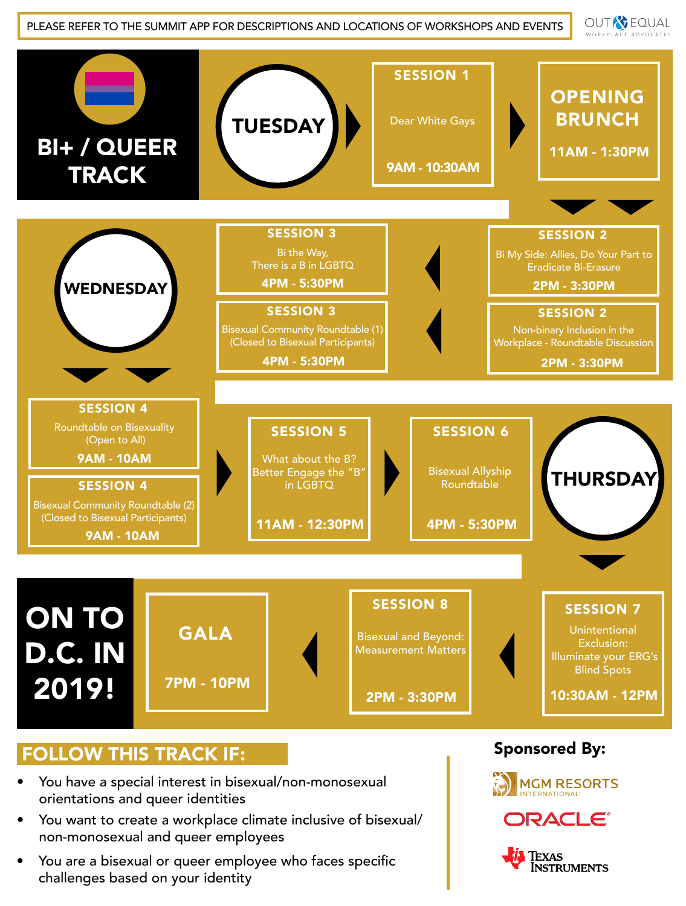PLEASE REFER TO THE SUMMIT APP FOR DESCRIPTIONS AND LOCATIONS OF WORKSHOPS AND EVENTS

OUT & EQUAL WORKPLACE ADVOCATES

# BI+ / QUEER TRACK

## TUESDAY

**SESSION 1**
Dear White Gays
**9AM - 10:30AM**

**OPENING BRUNCH**
**11AM - 1:30PM**

**SESSION 2**
Bi My Side: Allies, Do Your Part to Eradicate Bi-Erasure
**2PM - 3:30PM**

**SESSION 2**
Non-binary Inclusion in the Workplace - Roundtable Discussion
**2PM - 3:30PM**

**SESSION 3**
Bi the Way, There is a B in LGBTQ
**4PM - 5:30PM**

**SESSION 3**
Bisexual Community Roundtable (1) (Closed to Bisexual Participants)
**4PM - 5:30PM**

## WEDNESDAY

**SESSION 4**
Roundtable on Bisexuality (Open to All)
**9AM - 10AM**

**SESSION 4**
Bisexual Community Roundtable (2) (Closed to Bisexual Participants)
**9AM - 10AM**

**SESSION 5**
What about the B? Better Engage the "B" in LGBTQ
**11AM - 12:30PM**

**SESSION 6**
Bisexual Allyship Roundtable
**4PM - 5:30PM**

## THURSDAY

**SESSION 7**
Unintentional Exclusion: Illuminate your ERG's Blind Spots
**10:30AM - 12PM**

**SESSION 8**
Bisexual and Beyond: Measurement Matters
**2PM - 3:30PM**

**GALA**
**7PM - 10PM**

## ON TO D.C. IN 2019!

## FOLLOW THIS TRACK IF:

- You have a special interest in bisexual/non-monosexual orientations and queer identities
- You want to create a workplace climate inclusive of bisexual/non-monosexual and queer employees
- You are a bisexual or queer employee who faces specific challenges based on your identity

**Sponsored By:**

MGM RESORTS INTERNATIONAL

ORACLE

TEXAS INSTRUMENTS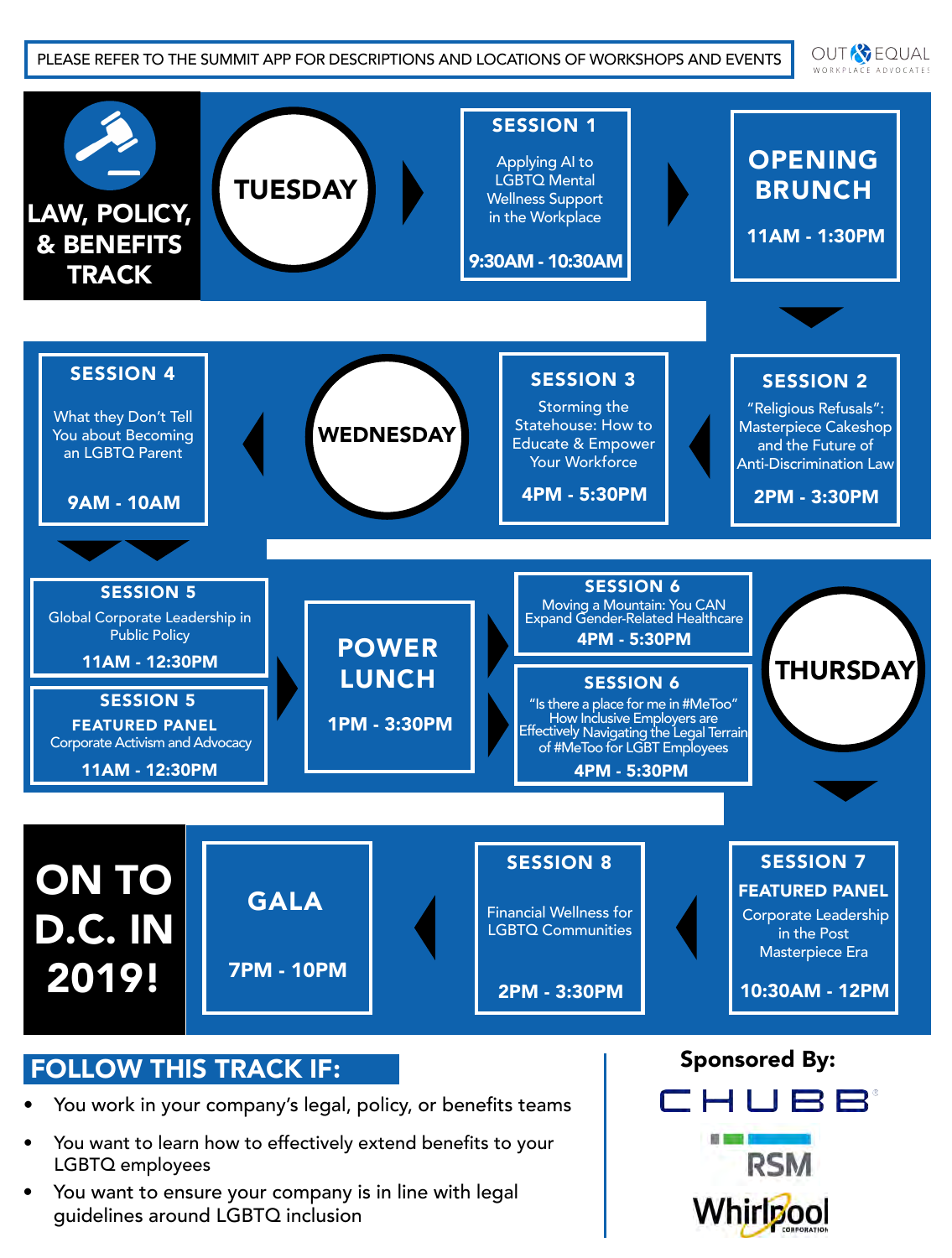PLEASE REFER TO THE SUMMIT APP FOR DESCRIPTIONS AND LOCATIONS OF WORKSHOPS AND EVENTS

OUT & EQUAL WORKPLACE ADVOCATES

# LAW, POLICY, & BENEFITS TRACK

## TUESDAY

**SESSION 1**
Applying AI to LGBTQ Mental Wellness Support in the Workplace
**9:30AM - 10:30AM**

**OPENING BRUNCH**
**11AM - 1:30PM**

**SESSION 2**
"Religious Refusals": Masterpiece Cakeshop and the Future of Anti-Discrimination Law
**2PM - 3:30PM**

**SESSION 3**
Storming the Statehouse: How to Educate & Empower Your Workforce
**4PM - 5:30PM**

## WEDNESDAY

**SESSION 4**
What they Don't Tell You about Becoming an LGBTQ Parent
**9AM - 10AM**

**SESSION 5**
Global Corporate Leadership in Public Policy
**11AM - 12:30PM**

**SESSION 5**
**FEATURED PANEL**
Corporate Activism and Advocacy
**11AM - 12:30PM**

**POWER LUNCH**
**1PM - 3:30PM**

**SESSION 6**
Moving a Mountain: You CAN Expand Gender-Related Healthcare
**4PM - 5:30PM**

**SESSION 6**
"Is there a place for me in #MeToo" How Inclusive Employers are Effectively Navigating the Legal Terrain of #MeToo for LGBT Employees
**4PM - 5:30PM**

## THURSDAY

**SESSION 7**
**FEATURED PANEL**
Corporate Leadership in the Post Masterpiece Era
**10:30AM - 12PM**

**SESSION 8**
Financial Wellness for LGBTQ Communities
**2PM - 3:30PM**

**GALA**
**7PM - 10PM**

## ON TO D.C. IN 2019!

## FOLLOW THIS TRACK IF:

- You work in your company's legal, policy, or benefits teams
- You want to learn how to effectively extend benefits to your LGBTQ employees
- You want to ensure your company is in line with legal guidelines around LGBTQ inclusion

**Sponsored By:**

CHUBB

RSM

Whirlpool CORPORATION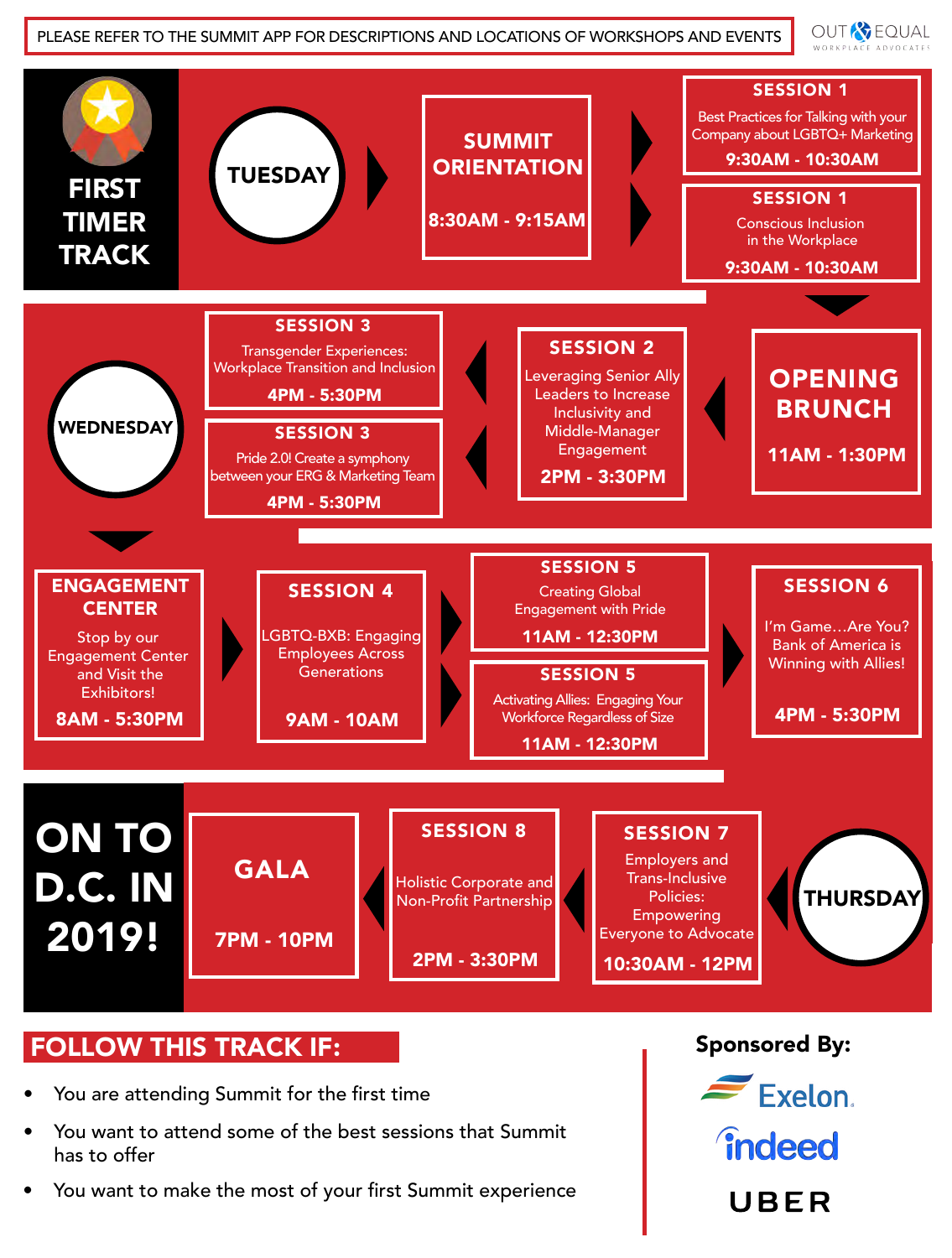PLEASE REFER TO THE SUMMIT APP FOR DESCRIPTIONS AND LOCATIONS OF WORKSHOPS AND EVENTS

OUT & EQUAL WORKPLACE ADVOCATES

# FIRST TIMER TRACK

## TUESDAY

**SUMMIT ORIENTATION**
8:30AM - 9:15AM

**SESSION 1**
Best Practices for Talking with your Company about LGBTQ+ Marketing
9:30AM - 10:30AM

**SESSION 1**
Conscious Inclusion in the Workplace
9:30AM - 10:30AM

**OPENING BRUNCH**
11AM - 1:30PM

**SESSION 2**
Leveraging Senior Ally Leaders to Increase Inclusivity and Middle-Manager Engagement
2PM - 3:30PM

**SESSION 3**
Transgender Experiences: Workplace Transition and Inclusion
4PM - 5:30PM

**SESSION 3**
Pride 2.0! Create a symphony between your ERG & Marketing Team
4PM - 5:30PM

## WEDNESDAY

**ENGAGEMENT CENTER**
Stop by our Engagement Center and Visit the Exhibitors!
8AM - 5:30PM

**SESSION 4**
LGBTQ-BXB: Engaging Employees Across Generations
9AM - 10AM

**SESSION 5**
Creating Global Engagement with Pride
11AM - 12:30PM

**SESSION 5**
Activating Allies: Engaging Your Workforce Regardless of Size
11AM - 12:30PM

**SESSION 6**
I'm Game…Are You? Bank of America is Winning with Allies!
4PM - 5:30PM

## THURSDAY

**SESSION 7**
Employers and Trans-Inclusive Policies: Empowering Everyone to Advocate
10:30AM - 12PM

**SESSION 8**
Holistic Corporate and Non-Profit Partnership
2PM - 3:30PM

**GALA**
7PM - 10PM

**ON TO D.C. IN 2019!**

## FOLLOW THIS TRACK IF:

- You are attending Summit for the first time
- You want to attend some of the best sessions that Summit has to offer
- You want to make the most of your first Summit experience

**Sponsored By:**

Exelon

indeed

UBER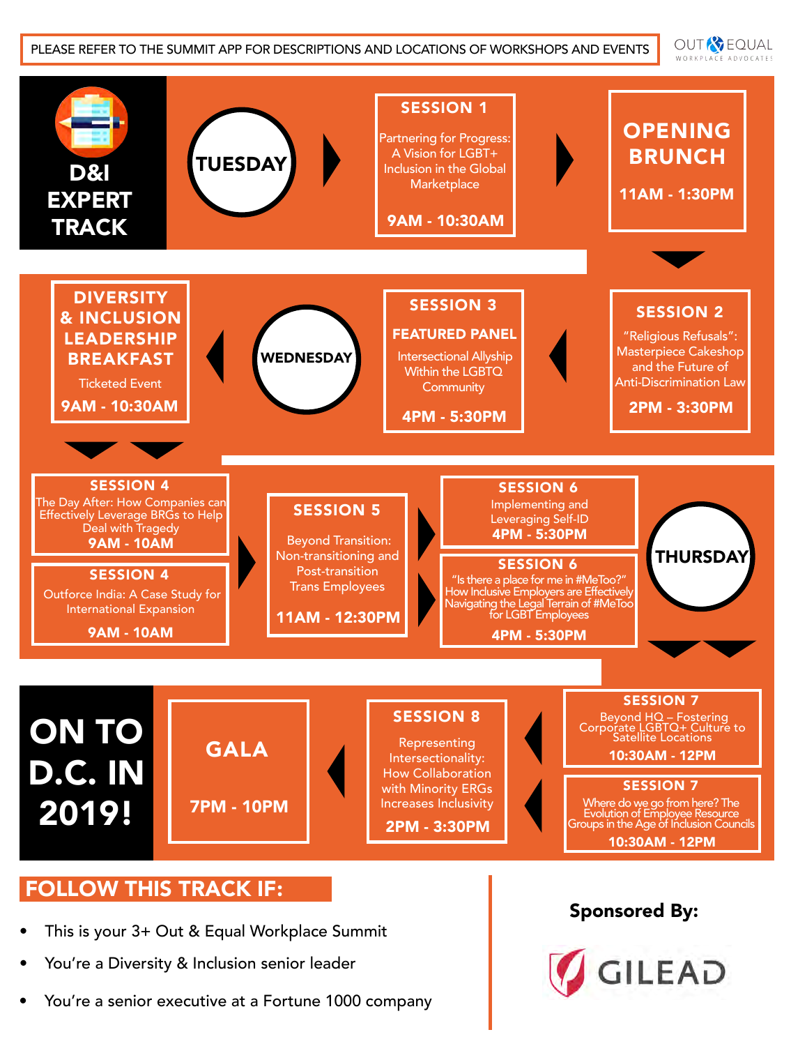PLEASE REFER TO THE SUMMIT APP FOR DESCRIPTIONS AND LOCATIONS OF WORKSHOPS AND EVENTS

OUT & EQUAL WORKPLACE ADVOCATES

# D&I EXPERT TRACK

## TUESDAY

**SESSION 1**
Partnering for Progress: A Vision for LGBT+ Inclusion in the Global Marketplace
**9AM - 10:30AM**

**OPENING BRUNCH**
**11AM - 1:30PM**

**SESSION 2**
"Religious Refusals": Masterpiece Cakeshop and the Future of Anti-Discrimination Law
**2PM - 3:30PM**

**SESSION 3**
**FEATURED PANEL**
Intersectional Allyship Within the LGBTQ Community
**4PM - 5:30PM**

## WEDNESDAY

**DIVERSITY & INCLUSION LEADERSHIP BREAKFAST**
Ticketed Event
**9AM - 10:30AM**

**SESSION 4**
The Day After: How Companies can Effectively Leverage BRGs to Help Deal with Tragedy
**9AM - 10AM**

**SESSION 4**
Outforce India: A Case Study for International Expansion
**9AM - 10AM**

**SESSION 5**
Beyond Transition: Non-transitioning and Post-transition Trans Employees
**11AM - 12:30PM**

**SESSION 6**
Implementing and Leveraging Self-ID
**4PM - 5:30PM**

**SESSION 6**
"Is there a place for me in #MeToo?" How Inclusive Employers are Effectively Navigating the Legal Terrain of #MeToo for LGBT Employees
**4PM - 5:30PM**

## THURSDAY

**SESSION 7**
Beyond HQ – Fostering Corporate LGBTQ+ Culture to Satellite Locations
**10:30AM - 12PM**

**SESSION 7**
Where do we go from here? The Evolution of Employee Resource Groups in the Age of Inclusion Councils
**10:30AM - 12PM**

**SESSION 8**
Representing Intersectionality: How Collaboration with Minority ERGs Increases Inclusivity
**2PM - 3:30PM**

**GALA**
**7PM - 10PM**

# ON TO D.C. IN 2019!

## FOLLOW THIS TRACK IF:

- This is your 3+ Out & Equal Workplace Summit
- You're a Diversity & Inclusion senior leader
- You're a senior executive at a Fortune 1000 company

**Sponsored By:**

GILEAD